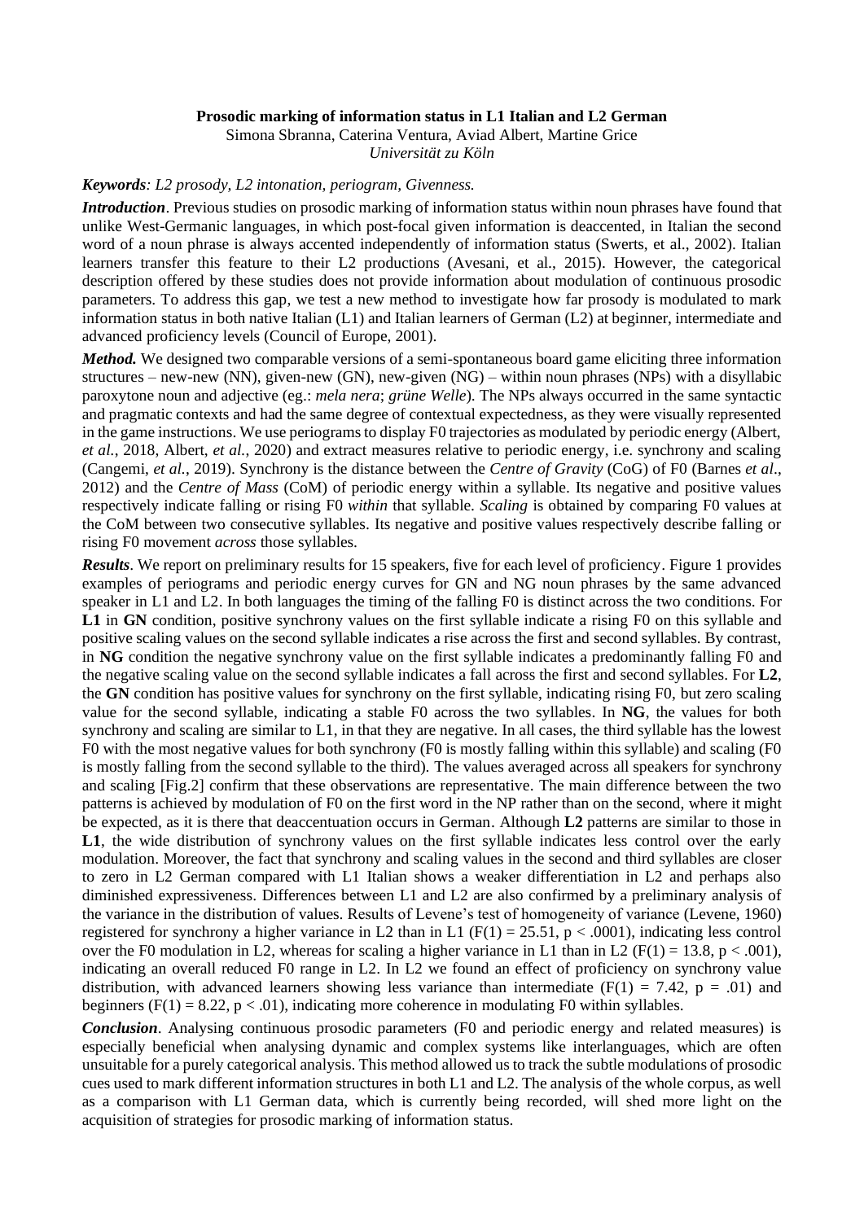**Prosodic marking of information status in L1 Italian and L2 German**

Simona Sbranna, Caterina Ventura, Aviad Albert, Martine Grice

*Universität zu Köln*

***Keywords****: L2 prosody, L2 intonation, periogram, Givenness.*

***Introduction***. Previous studies on prosodic marking of information status within noun phrases have found that unlike West-Germanic languages, in which post-focal given information is deaccented, in Italian the second word of a noun phrase is always accented independently of information status (Swerts, et al., 2002). Italian learners transfer this feature to their L2 productions (Avesani, et al., 2015). However, the categorical description offered by these studies does not provide information about modulation of continuous prosodic parameters. To address this gap, we test a new method to investigate how far prosody is modulated to mark information status in both native Italian (L1) and Italian learners of German (L2) at beginner, intermediate and advanced proficiency levels (Council of Europe, 2001).

***Method.*** We designed two comparable versions of a semi-spontaneous board game eliciting three information structures – new-new (NN), given-new (GN), new-given (NG) – within noun phrases (NPs) with a disyllabic paroxytone noun and adjective (eg.: *mela nera*; *grüne Welle*). The NPs always occurred in the same syntactic and pragmatic contexts and had the same degree of contextual expectedness, as they were visually represented in the game instructions. We use periograms to display F0 trajectories as modulated by periodic energy (Albert, *et al.*, 2018, Albert, *et al.*, 2020) and extract measures relative to periodic energy, i.e. synchrony and scaling (Cangemi, *et al.*, 2019). Synchrony is the distance between the *Centre of Gravity* (CoG) of F0 (Barnes *et al*., 2012) and the *Centre of Mass* (CoM) of periodic energy within a syllable. Its negative and positive values respectively indicate falling or rising F0 *within* that syllable. *Scaling* is obtained by comparing F0 values at the CoM between two consecutive syllables. Its negative and positive values respectively describe falling or rising F0 movement *across* those syllables.

***Results***. We report on preliminary results for 15 speakers, five for each level of proficiency. Figure 1 provides examples of periograms and periodic energy curves for GN and NG noun phrases by the same advanced speaker in L1 and L2. In both languages the timing of the falling F0 is distinct across the two conditions. For **L1** in **GN** condition, positive synchrony values on the first syllable indicate a rising F0 on this syllable and positive scaling values on the second syllable indicates a rise across the first and second syllables. By contrast, in **NG** condition the negative synchrony value on the first syllable indicates a predominantly falling F0 and the negative scaling value on the second syllable indicates a fall across the first and second syllables. For **L2**, the **GN** condition has positive values for synchrony on the first syllable, indicating rising F0, but zero scaling value for the second syllable, indicating a stable F0 across the two syllables. In **NG**, the values for both synchrony and scaling are similar to L1, in that they are negative. In all cases, the third syllable has the lowest F0 with the most negative values for both synchrony (F0 is mostly falling within this syllable) and scaling (F0 is mostly falling from the second syllable to the third). The values averaged across all speakers for synchrony and scaling [Fig.2] confirm that these observations are representative. The main difference between the two patterns is achieved by modulation of F0 on the first word in the NP rather than on the second, where it might be expected, as it is there that deaccentuation occurs in German. Although **L2** patterns are similar to those in **L1**, the wide distribution of synchrony values on the first syllable indicates less control over the early modulation. Moreover, the fact that synchrony and scaling values in the second and third syllables are closer to zero in L2 German compared with L1 Italian shows a weaker differentiation in L2 and perhaps also diminished expressiveness. Differences between L1 and L2 are also confirmed by a preliminary analysis of the variance in the distribution of values. Results of Levene's test of homogeneity of variance (Levene, 1960) registered for synchrony a higher variance in L2 than in L1 ($F(1) = 25.51$, $p < .0001$), indicating less control over the F0 modulation in L2, whereas for scaling a higher variance in L1 than in L2 ($F(1) = 13.8$, $p < .001$), indicating an overall reduced F0 range in L2. In L2 we found an effect of proficiency on synchrony value distribution, with advanced learners showing less variance than intermediate ($F(1) = 7.42$, $p = .01$) and beginners ($F(1) = 8.22$, $p < .01$), indicating more coherence in modulating F0 within syllables.

***Conclusion***. Analysing continuous prosodic parameters (F0 and periodic energy and related measures) is especially beneficial when analysing dynamic and complex systems like interlanguages, which are often unsuitable for a purely categorical analysis. This method allowed us to track the subtle modulations of prosodic cues used to mark different information structures in both L1 and L2. The analysis of the whole corpus, as well as a comparison with L1 German data, which is currently being recorded, will shed more light on the acquisition of strategies for prosodic marking of information status.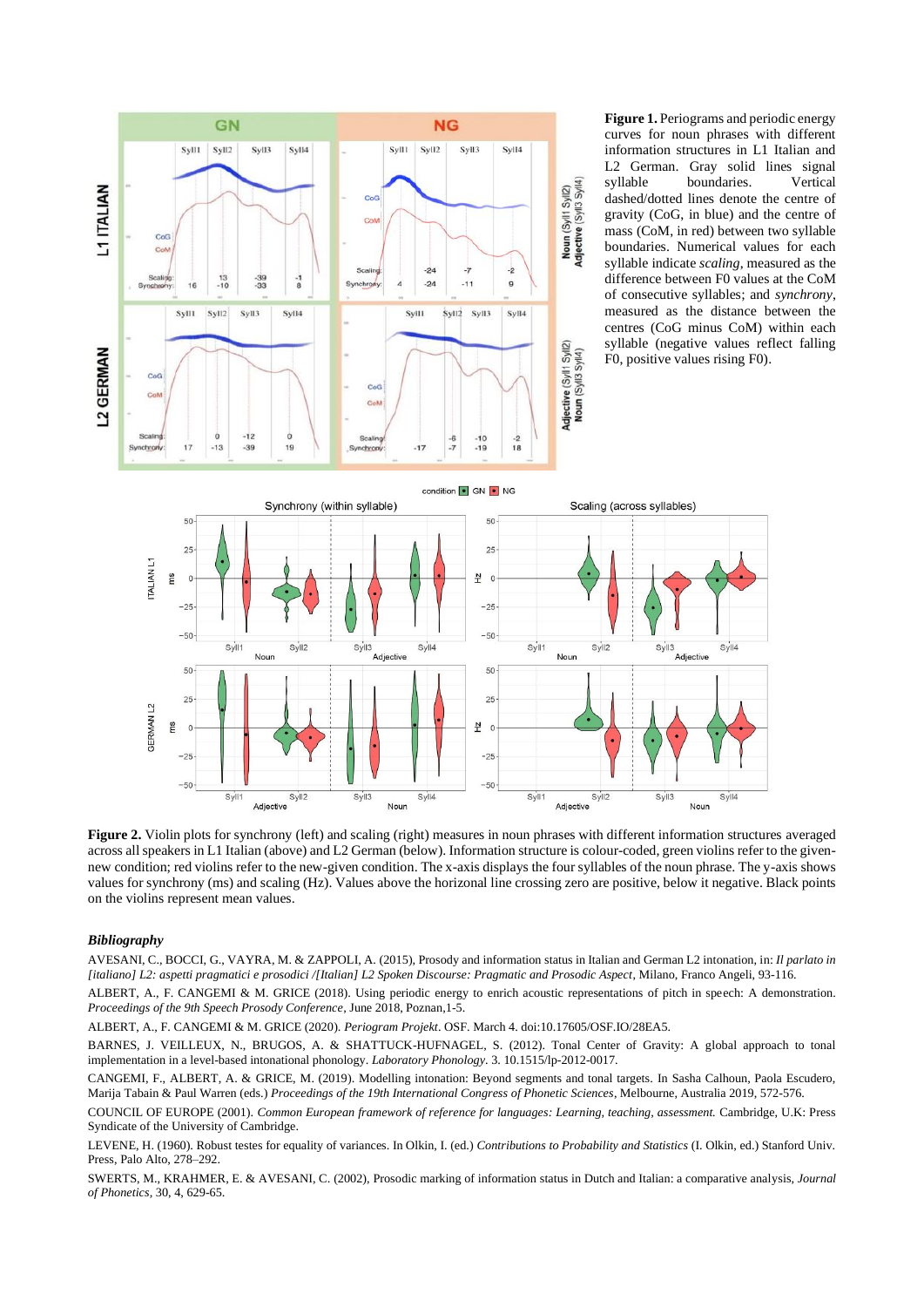GN

NG

L1 ITALIAN

L2 GERMAN

Syll1 Syll2 Syll3 Syll4

CoG
CoM

Scaling: 13 -39 -1
Synchrony: 16 -10 -33 8

Scaling: -24 -7 -2
Synchrony: 4 -24 -11 9

Scaling: 0 -12 0
Synchrony: 17 -13 -39 19

Scaling: -6 -10 -2
Synchrony: -17 -7 -19 18

Noun (Syll1 Syll2)
Adjective (Syll3 Syll4)

Adjective (Syll1 Syll2)
Noun (Syll3 Syll4)

**Figure 1.** Periograms and periodic energy curves for noun phrases with different information structures in L1 Italian and L2 German. Gray solid lines signal syllable boundaries. Vertical dashed/dotted lines denote the centre of gravity (CoG, in blue) and the centre of mass (CoM, in red) between two syllable boundaries. Numerical values for each syllable indicate *scaling*, measured as the difference between F0 values at the CoM of consecutive syllables; and *synchrony*, measured as the distance between the centres (CoG minus CoM) within each syllable (negative values reflect falling F0, positive values rising F0).

condition GN NG

Synchrony (within syllable)

Scaling (across syllables)

ITALIAN L1

GERMAN L2

ms

Hz

50
25
0
-25
-50

Syll1 Syll2 Syll3 Syll4

Noun Adjective

Adjective Noun

**Figure 2.** Violin plots for synchrony (left) and scaling (right) measures in noun phrases with different information structures averaged across all speakers in L1 Italian (above) and L2 German (below). Information structure is colour-coded, green violins refer to the given-new condition; red violins refer to the new-given condition. The x-axis displays the four syllables of the noun phrase. The y-axis shows values for synchrony (ms) and scaling (Hz). Values above the horizontal line crossing zero are positive, below it negative. Black points on the violins represent mean values.

### *Bibliography*

AVESANI, C., BOCCI, G., VAYRA, M. & ZAPPOLI, A. (2015), Prosody and information status in Italian and German L2 intonation, in: *Il parlato in [italiano] L2: aspetti pragmatici e prosodici /[Italian] L2 Spoken Discourse: Pragmatic and Prosodic Aspect*, Milano, Franco Angeli, 93-116.

ALBERT, A., F. CANGEMI & M. GRICE (2018). Using periodic energy to enrich acoustic representations of pitch in speech: A demonstration. *Proceedings of the 9th Speech Prosody Conference*, June 2018, Poznan,1-5.

ALBERT, A., F. CANGEMI & M. GRICE (2020). *Periogram Projekt*. OSF. March 4. doi:10.17605/OSF.IO/28EA5.

BARNES, J. VEILLEUX, N., BRUGOS, A. & SHATTUCK-HUFNAGEL, S. (2012). Tonal Center of Gravity: A global approach to tonal implementation in a level-based intonational phonology. *Laboratory Phonology*. 3. 10.1515/lp-2012-0017.

CANGEMI, F., ALBERT, A. & GRICE, M. (2019). Modelling intonation: Beyond segments and tonal targets. In Sasha Calhoun, Paola Escudero, Marija Tabain & Paul Warren (eds.) *Proceedings of the 19th International Congress of Phonetic Sciences*, Melbourne, Australia 2019, 572-576.

COUNCIL OF EUROPE (2001). *Common European framework of reference for languages: Learning, teaching, assessment.* Cambridge, U.K: Press Syndicate of the University of Cambridge.

LEVENE, H. (1960). Robust testes for equality of variances. In Olkin, I. (ed.) *Contributions to Probability and Statistics* (I. Olkin, ed.) Stanford Univ. Press, Palo Alto, 278–292.

SWERTS, M., KRAHMER, E. & AVESANI, C. (2002), Prosodic marking of information status in Dutch and Italian: a comparative analysis, *Journal of Phonetics*, 30, 4, 629-65.